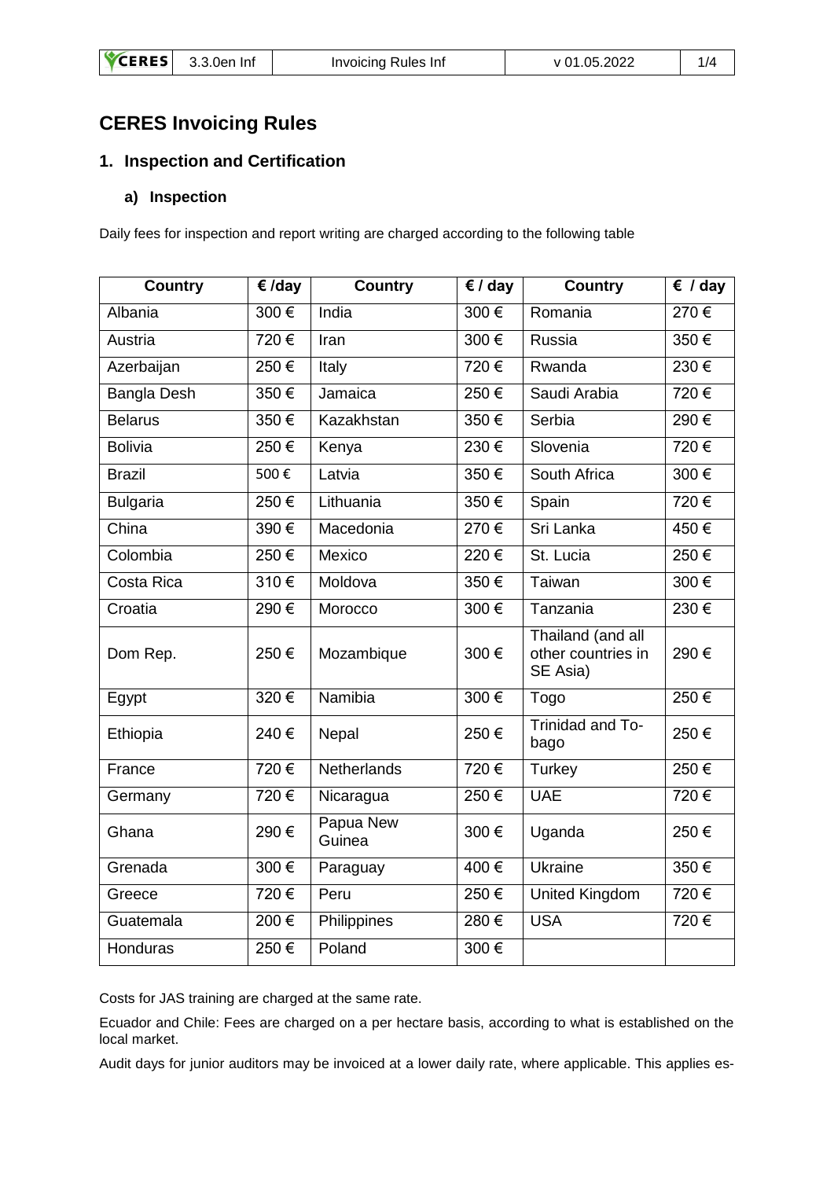# CERES Invoicing Rules

## 1. Inspection and Certification

### a) Inspection

Daily fees for inspection and report writing are charged according to the following table

| Country | € /day | Country | € / day | Country | € / day |
|---|---|---|---|---|---|
| Albania | 300 € | India | 300 € | Romania | 270 € |
| Austria | 720 € | Iran | 300 € | Russia | 350 € |
| Azerbaijan | 250 € | Italy | 720 € | Rwanda | 230 € |
| Bangla Desh | 350 € | Jamaica | 250 € | Saudi Arabia | 720 € |
| Belarus | 350 € | Kazakhstan | 350 € | Serbia | 290 € |
| Bolivia | 250 € | Kenya | 230 € | Slovenia | 720 € |
| Brazil | 500 € | Latvia | 350 € | South Africa | 300 € |
| Bulgaria | 250 € | Lithuania | 350 € | Spain | 720 € |
| China | 390 € | Macedonia | 270 € | Sri Lanka | 450 € |
| Colombia | 250 € | Mexico | 220 € | St. Lucia | 250 € |
| Costa Rica | 310 € | Moldova | 350 € | Taiwan | 300 € |
| Croatia | 290 € | Morocco | 300 € | Tanzania | 230 € |
| Dom Rep. | 250 € | Mozambique | 300 € | Thailand (and all other countries in SE Asia) | 290 € |
| Egypt | 320 € | Namibia | 300 € | Togo | 250 € |
| Ethiopia | 240 € | Nepal | 250 € | Trinidad and To-bago | 250 € |
| France | 720 € | Netherlands | 720 € | Turkey | 250 € |
| Germany | 720 € | Nicaragua | 250 € | UAE | 720 € |
| Ghana | 290 € | Papua New Guinea | 300 € | Uganda | 250 € |
| Grenada | 300 € | Paraguay | 400 € | Ukraine | 350 € |
| Greece | 720 € | Peru | 250 € | United Kingdom | 720 € |
| Guatemala | 200 € | Philippines | 280 € | USA | 720 € |
| Honduras | 250 € | Poland | 300 € | | |

Costs for JAS training are charged at the same rate.

Ecuador and Chile: Fees are charged on a per hectare basis, according to what is established on the local market.

Audit days for junior auditors may be invoiced at a lower daily rate, where applicable. This applies es-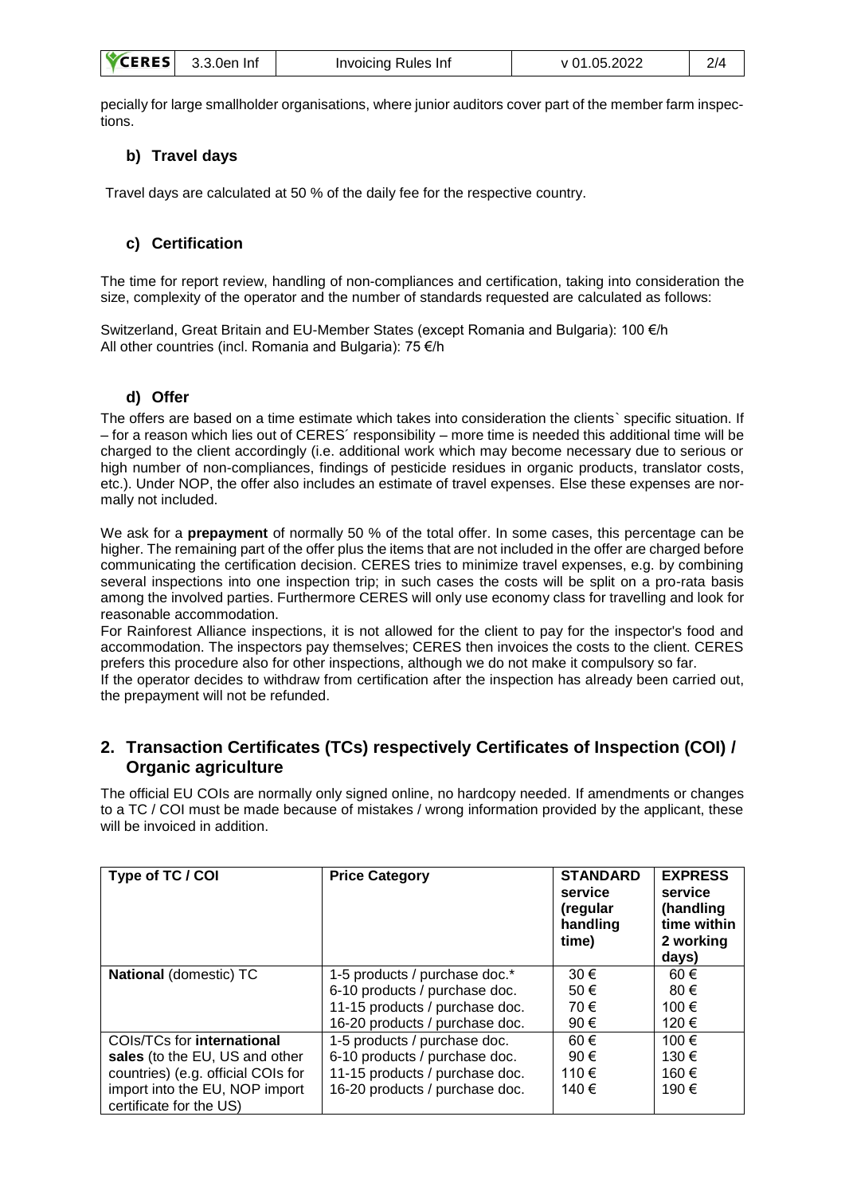pecially for large smallholder organisations, where junior auditors cover part of the member farm inspections.

### b) Travel days

Travel days are calculated at 50 % of the daily fee for the respective country.

### c) Certification

The time for report review, handling of non-compliances and certification, taking into consideration the size, complexity of the operator and the number of standards requested are calculated as follows:

Switzerland, Great Britain and EU-Member States (except Romania and Bulgaria): 100 €/h
All other countries (incl. Romania and Bulgaria): 75 €/h

### d) Offer

The offers are based on a time estimate which takes into consideration the clients` specific situation. If – for a reason which lies out of CERES´ responsibility – more time is needed this additional time will be charged to the client accordingly (i.e. additional work which may become necessary due to serious or high number of non-compliances, findings of pesticide residues in organic products, translator costs, etc.). Under NOP, the offer also includes an estimate of travel expenses. Else these expenses are normally not included.

We ask for a **prepayment** of normally 50 % of the total offer. In some cases, this percentage can be higher. The remaining part of the offer plus the items that are not included in the offer are charged before communicating the certification decision. CERES tries to minimize travel expenses, e.g. by combining several inspections into one inspection trip; in such cases the costs will be split on a pro-rata basis among the involved parties. Furthermore CERES will only use economy class for travelling and look for reasonable accommodation.

For Rainforest Alliance inspections, it is not allowed for the client to pay for the inspector's food and accommodation. The inspectors pay themselves; CERES then invoices the costs to the client. CERES prefers this procedure also for other inspections, although we do not make it compulsory so far.

If the operator decides to withdraw from certification after the inspection has already been carried out, the prepayment will not be refunded.

## 2. Transaction Certificates (TCs) respectively Certificates of Inspection (COI) / Organic agriculture

The official EU COIs are normally only signed online, no hardcopy needed. If amendments or changes to a TC / COI must be made because of mistakes / wrong information provided by the applicant, these will be invoiced in addition.

| Type of TC / COI | Price Category | STANDARD service (regular handling time) | EXPRESS service (handling time within 2 working days) |
|---|---|---|---|
| **National** (domestic) TC | 1-5 products / purchase doc.*<br>6-10 products / purchase doc.<br>11-15 products / purchase doc.<br>16-20 products / purchase doc. | 30 €<br>50 €<br>70 €<br>90 € | 60 €<br>80 €<br>100 €<br>120 € |
| COIs/TCs for **international sales** (to the EU, US and other countries) (e.g. official COIs for import into the EU, NOP import certificate for the US) | 1-5 products / purchase doc.<br>6-10 products / purchase doc.<br>11-15 products / purchase doc.<br>16-20 products / purchase doc. | 60 €<br>90 €<br>110 €<br>140 € | 100 €<br>130 €<br>160 €<br>190 € |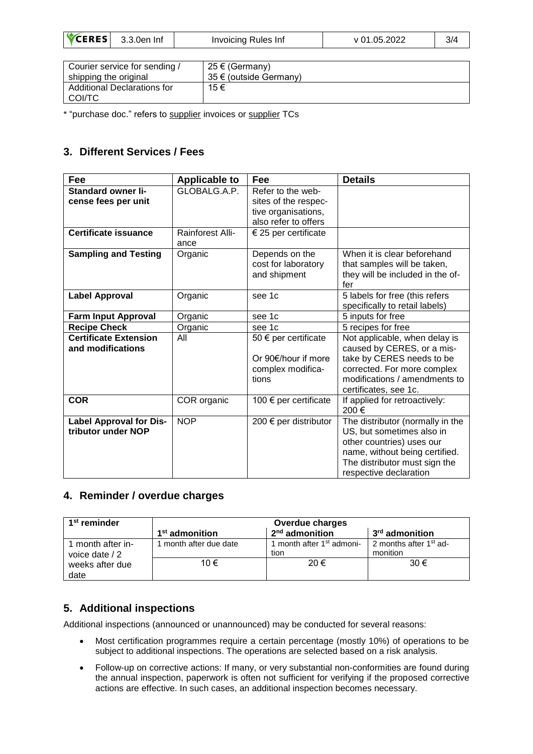| Courier service for sending / shipping the original | 25 € (Germany)<br>35 € (outside Germany) |
|---|---|
| Additional Declarations for COI/TC | 15 € |

\* "purchase doc." refers to supplier invoices or supplier TCs

## 3. Different Services / Fees

| Fee | Applicable to | Fee | Details |
|---|---|---|---|
| **Standard owner license fees per unit** | GLOBALG.A.P. | Refer to the websites of the respective organisations, also refer to offers | |
| **Certificate issuance** | Rainforest Alliance | € 25 per certificate | |
| **Sampling and Testing** | Organic | Depends on the cost for laboratory and shipment | When it is clear beforehand that samples will be taken, they will be included in the offer |
| **Label Approval** | Organic | see 1c | 5 labels for free (this refers specifically to retail labels) |
| **Farm Input Approval** | Organic | see 1c | 5 inputs for free |
| **Recipe Check** | Organic | see 1c | 5 recipes for free |
| **Certificate Extension and modifications** | All | 50 € per certificate<br><br>Or 90€/hour if more complex modifications | Not applicable, when delay is caused by CERES, or a mistake by CERES needs to be corrected. For more complex modifications / amendments to certificates, see 1c. |
| **COR** | COR organic | 100 € per certificate | If applied for retroactively: 200 € |
| **Label Approval for Distributor under NOP** | NOP | 200 € per distributor | The distributor (normally in the US, but sometimes also in other countries) uses our name, without being certified. The distributor must sign the respective declaration |

## 4. Reminder / overdue charges

| 1st reminder | Overdue charges | | |
|---|---|---|---|
| | 1st admonition | 2nd admonition | 3rd admonition |
| 1 month after invoice date / 2 weeks after due date | 1 month after due date | 1 month after 1st admonition | 2 months after 1st admonition |
| | 10 € | 20 € | 30 € |

## 5. Additional inspections

Additional inspections (announced or unannounced) may be conducted for several reasons:

- Most certification programmes require a certain percentage (mostly 10%) of operations to be subject to additional inspections. The operations are selected based on a risk analysis.
- Follow-up on corrective actions: If many, or very substantial non-conformities are found during the annual inspection, paperwork is often not sufficient for verifying if the proposed corrective actions are effective. In such cases, an additional inspection becomes necessary.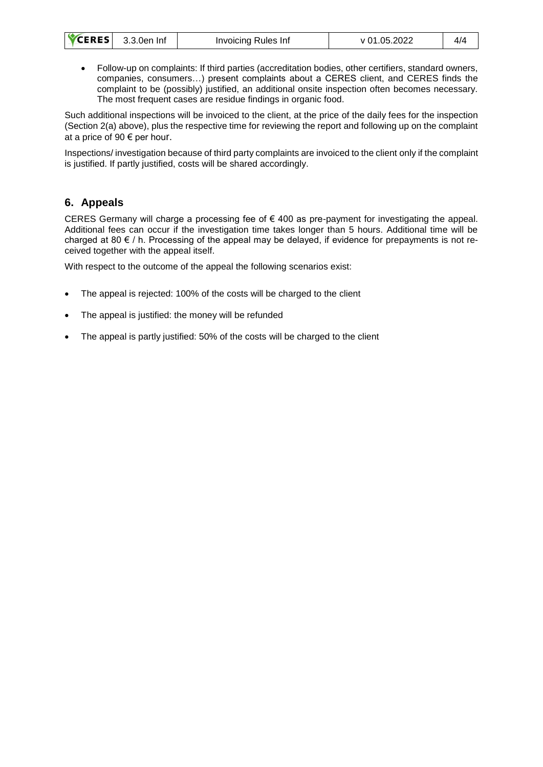- Follow-up on complaints: If third parties (accreditation bodies, other certifiers, standard owners, companies, consumers…) present complaints about a CERES client, and CERES finds the complaint to be (possibly) justified, an additional onsite inspection often becomes necessary. The most frequent cases are residue findings in organic food.

Such additional inspections will be invoiced to the client, at the price of the daily fees for the inspection (Section 2(a) above), plus the respective time for reviewing the report and following up on the complaint at a price of 90 € per hour.

Inspections/ investigation because of third party complaints are invoiced to the client only if the complaint is justified. If partly justified, costs will be shared accordingly.

## 6. Appeals

CERES Germany will charge a processing fee of € 400 as pre-payment for investigating the appeal. Additional fees can occur if the investigation time takes longer than 5 hours. Additional time will be charged at 80 € / h. Processing of the appeal may be delayed, if evidence for prepayments is not received together with the appeal itself.

With respect to the outcome of the appeal the following scenarios exist:

- The appeal is rejected: 100% of the costs will be charged to the client
- The appeal is justified: the money will be refunded
- The appeal is partly justified: 50% of the costs will be charged to the client